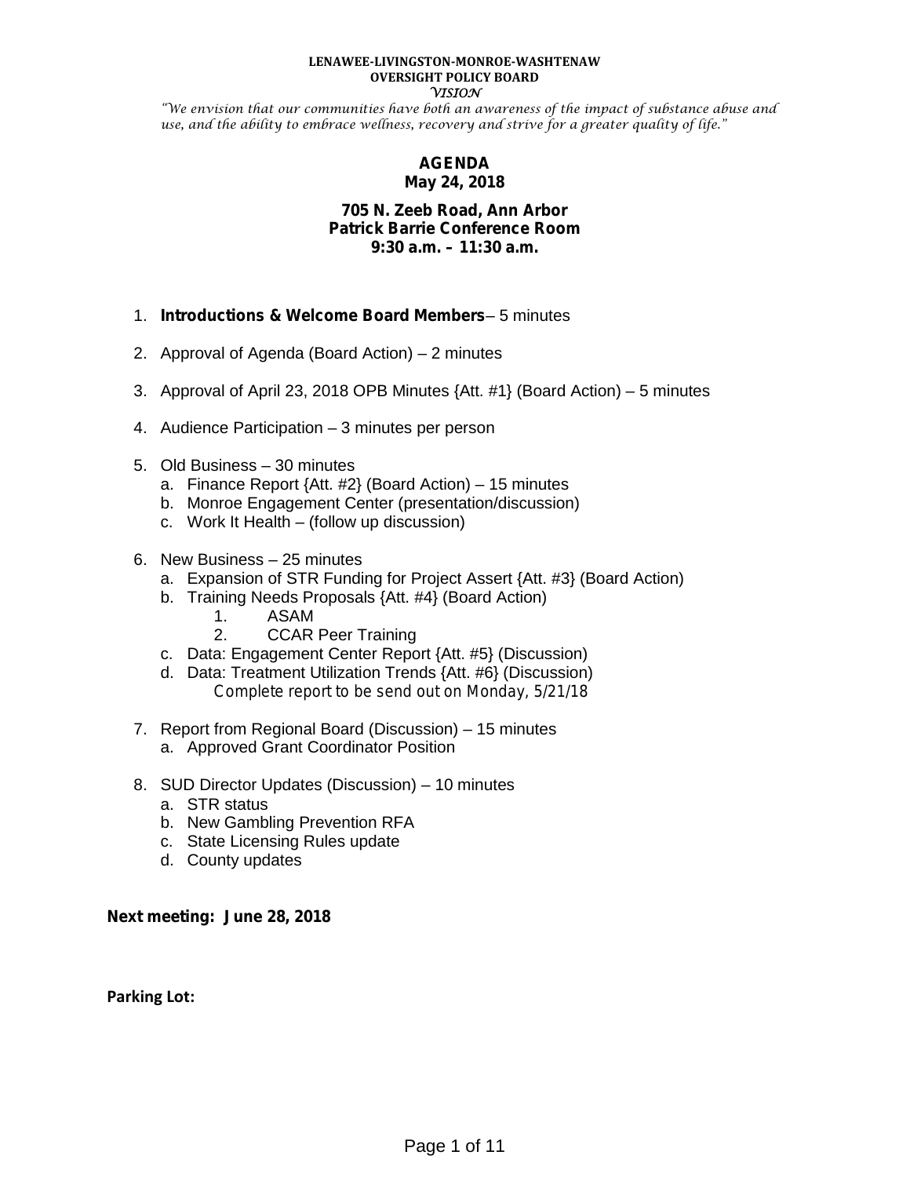**LENAWEE-LIVINGSTON-MONROE-WASHTENAW**
**OVERSIGHT POLICY BOARD**
*VISION*

*"We envision that our communities have both an awareness of the impact of substance abuse and use, and the ability to embrace wellness, recovery and strive for a greater quality of life."*

# AGENDA
## May 24, 2018

**705 N. Zeeb Road, Ann Arbor**
**Patrick Barrie Conference Room**
**9:30 a.m. – 11:30 a.m.**

1. **Introductions & Welcome Board Members**– 5 minutes
2. Approval of Agenda (Board Action) – 2 minutes
3. Approval of April 23, 2018 OPB Minutes {Att. #1} (Board Action) – 5 minutes
4. Audience Participation – 3 minutes per person
5. Old Business – 30 minutes
   a. Finance Report {Att. #2} (Board Action) – 15 minutes
   b. Monroe Engagement Center (presentation/discussion)
   c. Work It Health – (follow up discussion)
6. New Business – 25 minutes
   a. Expansion of STR Funding for Project Assert {Att. #3} (Board Action)
   b. Training Needs Proposals {Att. #4} (Board Action)
      1. ASAM
      2. CCAR Peer Training
   c. Data: Engagement Center Report {Att. #5} (Discussion)
   d. Data: Treatment Utilization Trends {Att. #6} (Discussion)
      Complete report to be send out on Monday, 5/21/18
7. Report from Regional Board (Discussion) – 15 minutes
   a. Approved Grant Coordinator Position
8. SUD Director Updates (Discussion) – 10 minutes
   a. STR status
   b. New Gambling Prevention RFA
   c. State Licensing Rules update
   d. County updates

**Next meeting: June 28, 2018**

**Parking Lot:**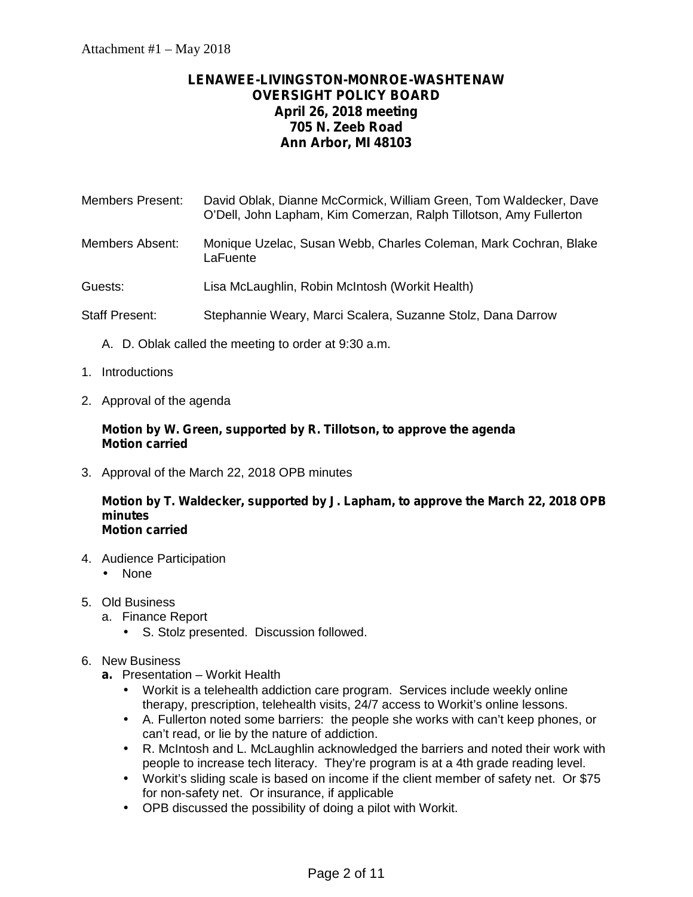Attachment #1 – May 2018

**LENAWEE-LIVINGSTON-MONROE-WASHTENAW**
**OVERSIGHT POLICY BOARD**
**April 26, 2018 meeting**
**705 N. Zeeb Road**
**Ann Arbor, MI 48103**

Members Present: David Oblak, Dianne McCormick, William Green, Tom Waldecker, Dave O'Dell, John Lapham, Kim Comerzan, Ralph Tillotson, Amy Fullerton

Members Absent: Monique Uzelac, Susan Webb, Charles Coleman, Mark Cochran, Blake LaFuente

Guests: Lisa McLaughlin, Robin McIntosh (Workit Health)

Staff Present: Stephannie Weary, Marci Scalera, Suzanne Stolz, Dana Darrow

A. D. Oblak called the meeting to order at 9:30 a.m.

1. Introductions

2. Approval of the agenda

   **Motion by W. Green, supported by R. Tillotson, to approve the agenda**
   **Motion carried**

3. Approval of the March 22, 2018 OPB minutes

   **Motion by T. Waldecker, supported by J. Lapham, to approve the March 22, 2018 OPB minutes**
   **Motion carried**

4. Audience Participation
   - None

5. Old Business
   a. Finance Report
      - S. Stolz presented. Discussion followed.

6. New Business
   **a.** Presentation – Workit Health
      - Workit is a telehealth addiction care program. Services include weekly online therapy, prescription, telehealth visits, 24/7 access to Workit's online lessons.
      - A. Fullerton noted some barriers: the people she works with can't keep phones, or can't read, or lie by the nature of addiction.
      - R. McIntosh and L. McLaughlin acknowledged the barriers and noted their work with people to increase tech literacy. They're program is at a 4th grade reading level.
      - Workit's sliding scale is based on income if the client member of safety net. Or $75 for non-safety net. Or insurance, if applicable
      - OPB discussed the possibility of doing a pilot with Workit.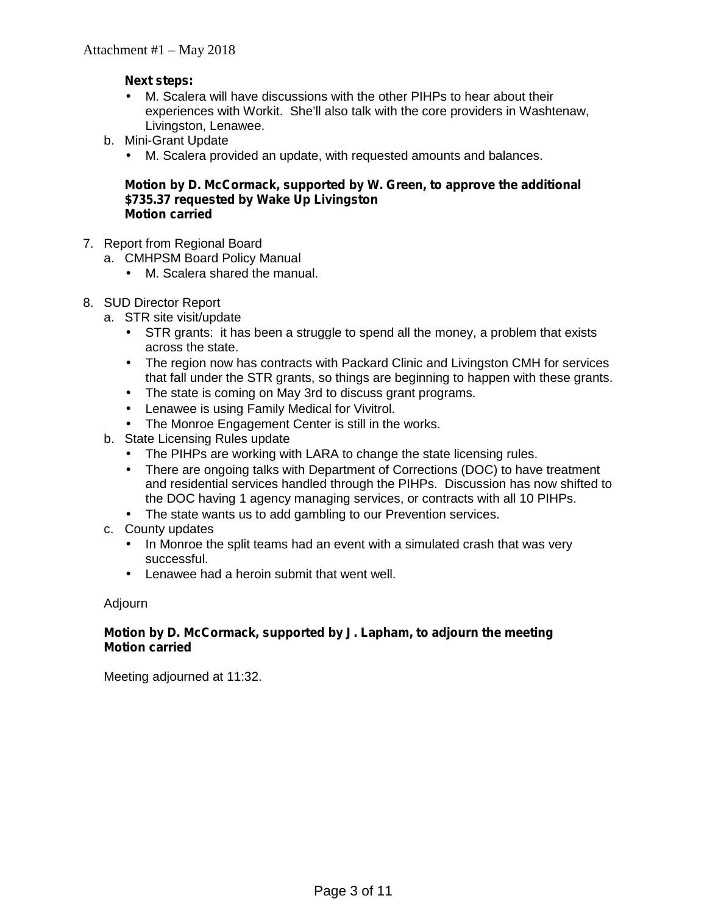**Next steps:**

- M. Scalera will have discussions with the other PIHPs to hear about their experiences with Workit. She'll also talk with the core providers in Washtenaw, Livingston, Lenawee.

b. Mini-Grant Update
   - M. Scalera provided an update, with requested amounts and balances.

**Motion by D. McCormack, supported by W. Green, to approve the additional $735.37 requested by Wake Up Livingston**
**Motion carried**

7. Report from Regional Board
   a. CMHPSM Board Policy Manual
      - M. Scalera shared the manual.

8. SUD Director Report
   a. STR site visit/update
      - STR grants: it has been a struggle to spend all the money, a problem that exists across the state.
      - The region now has contracts with Packard Clinic and Livingston CMH for services that fall under the STR grants, so things are beginning to happen with these grants.
      - The state is coming on May 3rd to discuss grant programs.
      - Lenawee is using Family Medical for Vivitrol.
      - The Monroe Engagement Center is still in the works.
   b. State Licensing Rules update
      - The PIHPs are working with LARA to change the state licensing rules.
      - There are ongoing talks with Department of Corrections (DOC) to have treatment and residential services handled through the PIHPs. Discussion has now shifted to the DOC having 1 agency managing services, or contracts with all 10 PIHPs.
      - The state wants us to add gambling to our Prevention services.
   c. County updates
      - In Monroe the split teams had an event with a simulated crash that was very successful.
      - Lenawee had a heroin submit that went well.

Adjourn

**Motion by D. McCormack, supported by J. Lapham, to adjourn the meeting**
**Motion carried**

Meeting adjourned at 11:32.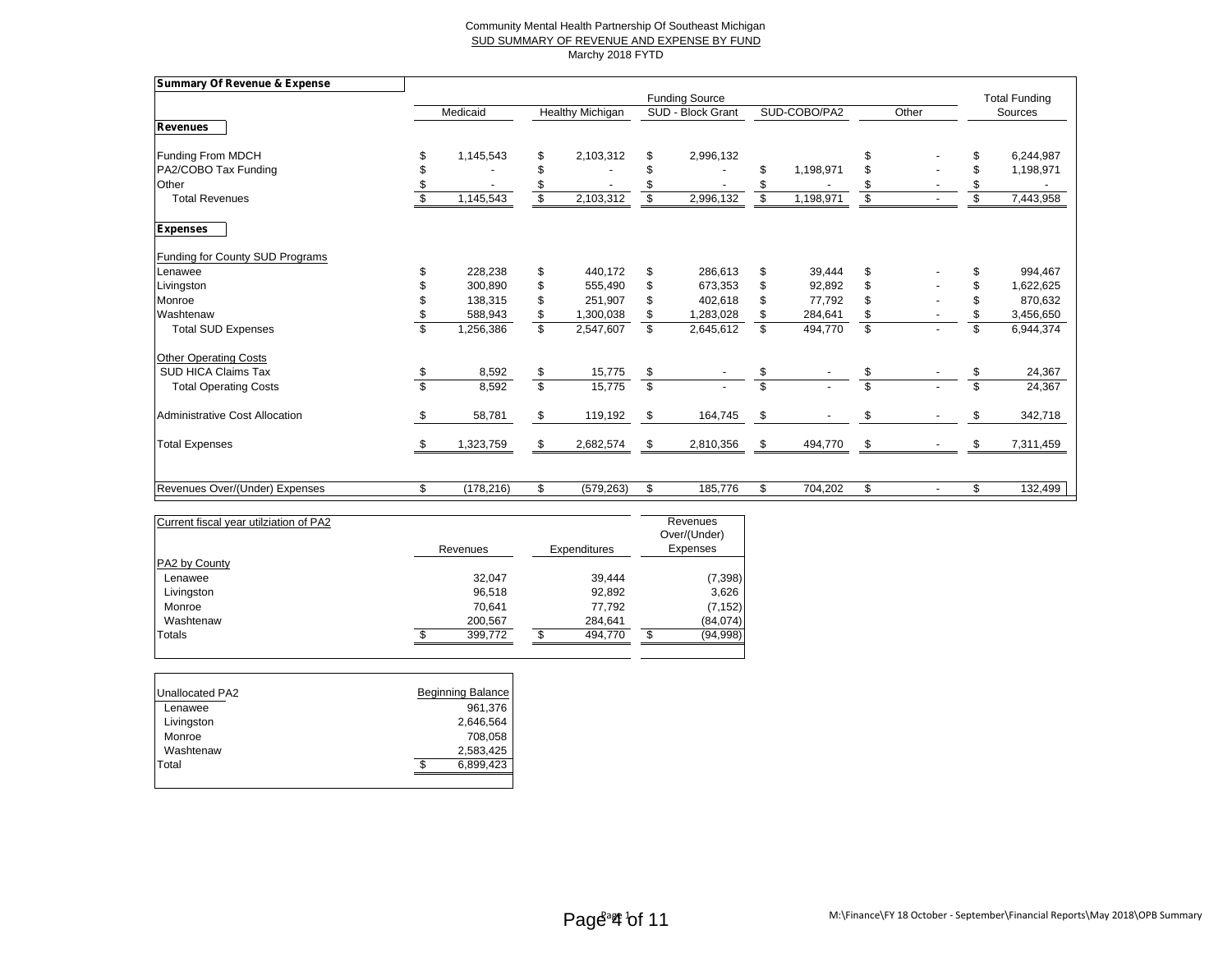Community Mental Health Partnership Of Southeast Michigan

SUD SUMMARY OF REVENUE AND EXPENSE BY FUND

Marchy 2018 FYTD

**Summary Of Revenue & Expense**

| | Funding Source | | | | | Total Funding |
|---|---|---|---|---|---|---|
| | Medicaid | Healthy Michigan | SUD - Block Grant | SUD-COBO/PA2 | Other | Sources |
| **Revenues** | | | | | | |
| Funding From MDCH | $ 1,145,543 | $ 2,103,312 | $ 2,996,132 | | $ - | $ 6,244,987 |
| PA2/COBO Tax Funding | $ - | $ - | $ - | $ 1,198,971 | $ - | $ 1,198,971 |
| Other | $ - | $ - | $ - | $ - | $ - | $ - |
| Total Revenues | $ 1,145,543 | $ 2,103,312 | $ 2,996,132 | $ 1,198,971 | $ - | $ 7,443,958 |
| **Expenses** | | | | | | |
| Funding for County SUD Programs | | | | | | |
| Lenawee | $ 228,238 | $ 440,172 | $ 286,613 | $ 39,444 | $ - | $ 994,467 |
| Livingston | $ 300,890 | $ 555,490 | $ 673,353 | $ 92,892 | $ - | $ 1,622,625 |
| Monroe | $ 138,315 | $ 251,907 | $ 402,618 | $ 77,792 | $ - | $ 870,632 |
| Washtenaw | $ 588,943 | $ 1,300,038 | $ 1,283,028 | $ 284,641 | $ - | $ 3,456,650 |
| Total SUD Expenses | $ 1,256,386 | $ 2,547,607 | $ 2,645,612 | $ 494,770 | $ - | $ 6,944,374 |
| Other Operating Costs | | | | | | |
| SUD HICA Claims Tax | $ 8,592 | $ 15,775 | $ - | $ - | $ - | $ 24,367 |
| Total Operating Costs | $ 8,592 | $ 15,775 | $ - | $ - | $ - | $ 24,367 |
| Administrative Cost Allocation | $ 58,781 | $ 119,192 | $ 164,745 | $ - | $ - | $ 342,718 |
| Total Expenses | $ 1,323,759 | $ 2,682,574 | $ 2,810,356 | $ 494,770 | $ - | $ 7,311,459 |
| Revenues Over/(Under) Expenses | $ (178,216) | $ (579,263) | $ 185,776 | $ 704,202 | $ - | $ 132,499 |

| Current fiscal year utilziation of PA2 | Revenues | Expenditures | Revenues Over/(Under) Expenses |
|---|---|---|---|
| PA2 by County | | | |
| Lenawee | 32,047 | 39,444 | (7,398) |
| Livingston | 96,518 | 92,892 | 3,626 |
| Monroe | 70,641 | 77,792 | (7,152) |
| Washtenaw | 200,567 | 284,641 | (84,074) |
| Totals | $ 399,772 | $ 494,770 | $ (94,998) |

| Unallocated PA2 | Beginning Balance |
|---|---|
| Lenawee | 961,376 |
| Livingston | 2,646,564 |
| Monroe | 708,058 |
| Washtenaw | 2,583,425 |
| Total | $ 6,899,423 |

M:\Finance\FY 18 October - September\Financial Reports\May 2018\OPB Summary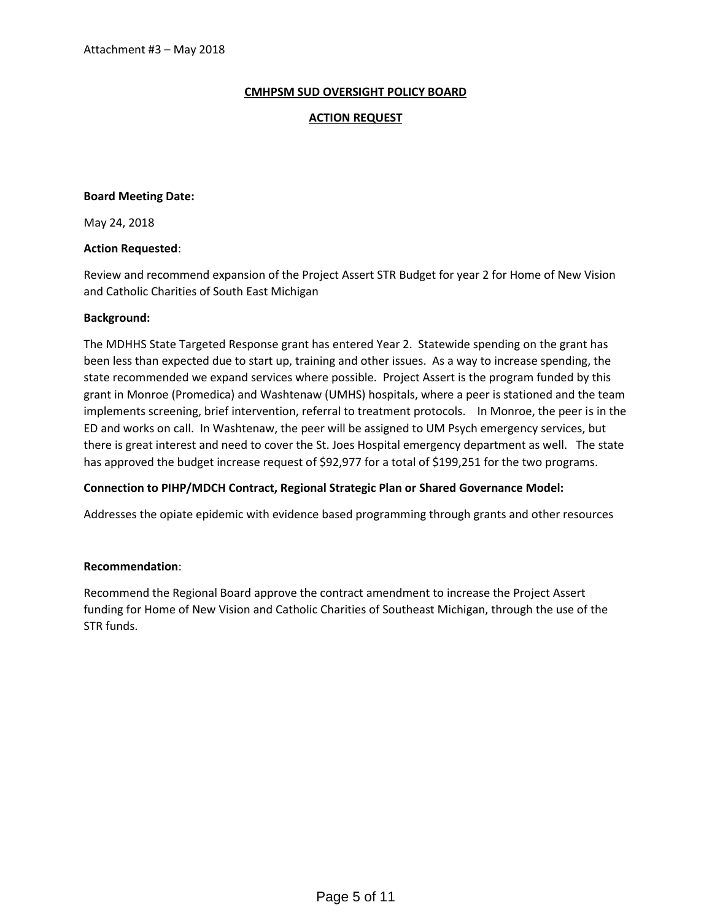Attachment #3 – May 2018

# CMHPSM SUD OVERSIGHT POLICY BOARD

## ACTION REQUEST

**Board Meeting Date:**

May 24, 2018

**Action Requested**:

Review and recommend expansion of the Project Assert STR Budget for year 2 for Home of New Vision and Catholic Charities of South East Michigan

**Background:**

The MDHHS State Targeted Response grant has entered Year 2. Statewide spending on the grant has been less than expected due to start up, training and other issues. As a way to increase spending, the state recommended we expand services where possible. Project Assert is the program funded by this grant in Monroe (Promedica) and Washtenaw (UMHS) hospitals, where a peer is stationed and the team implements screening, brief intervention, referral to treatment protocols. In Monroe, the peer is in the ED and works on call. In Washtenaw, the peer will be assigned to UM Psych emergency services, but there is great interest and need to cover the St. Joes Hospital emergency department as well. The state has approved the budget increase request of $92,977 for a total of $199,251 for the two programs.

**Connection to PIHP/MDCH Contract, Regional Strategic Plan or Shared Governance Model:**

Addresses the opiate epidemic with evidence based programming through grants and other resources

**Recommendation**:

Recommend the Regional Board approve the contract amendment to increase the Project Assert funding for Home of New Vision and Catholic Charities of Southeast Michigan, through the use of the STR funds.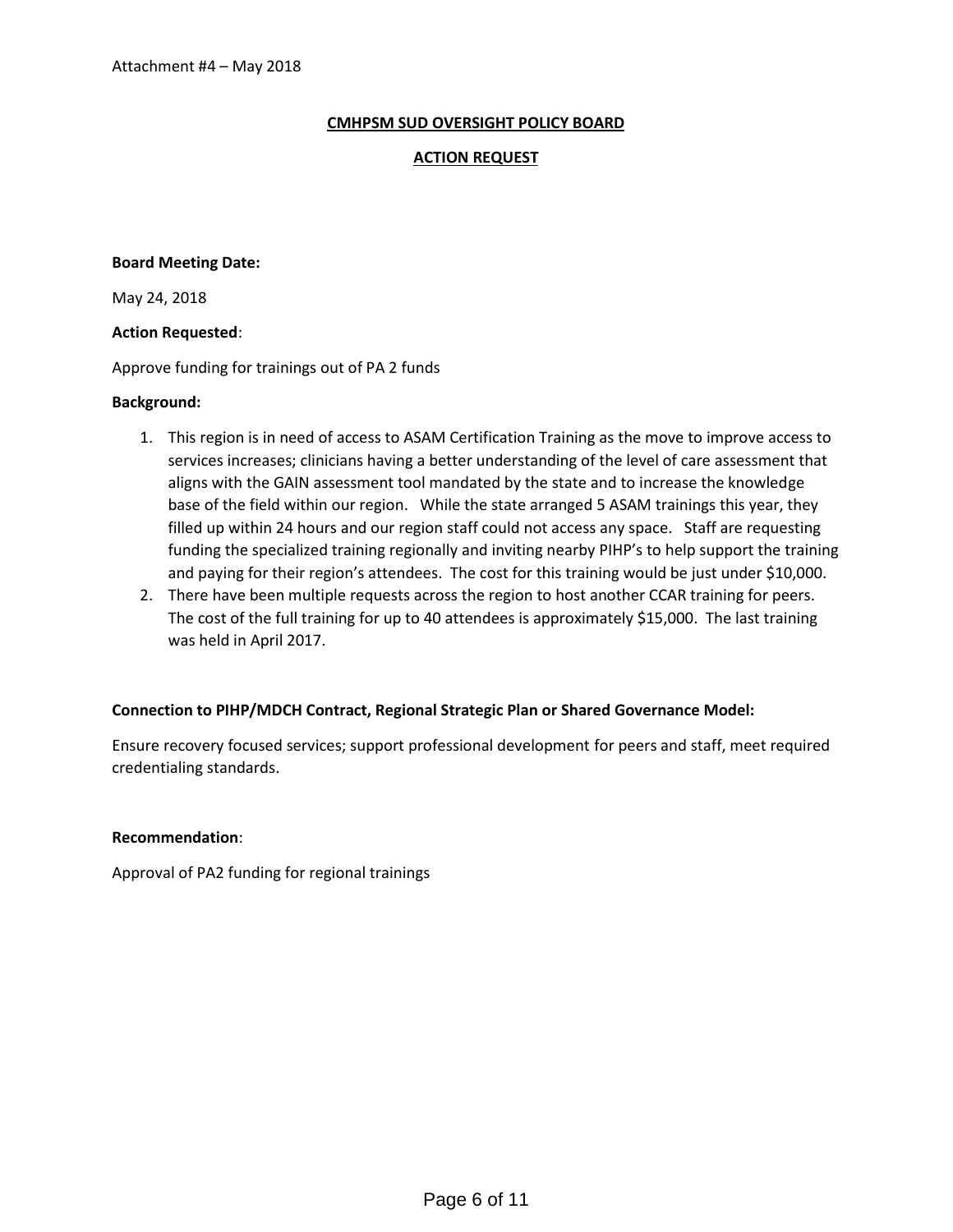Attachment #4 – May 2018

**CMHPSM SUD OVERSIGHT POLICY BOARD**

**ACTION REQUEST**

**Board Meeting Date:**

May 24, 2018

**Action Requested**:

Approve funding for trainings out of PA 2 funds

**Background:**

1. This region is in need of access to ASAM Certification Training as the move to improve access to services increases; clinicians having a better understanding of the level of care assessment that aligns with the GAIN assessment tool mandated by the state and to increase the knowledge base of the field within our region. While the state arranged 5 ASAM trainings this year, they filled up within 24 hours and our region staff could not access any space. Staff are requesting funding the specialized training regionally and inviting nearby PIHP's to help support the training and paying for their region's attendees. The cost for this training would be just under $10,000.
2. There have been multiple requests across the region to host another CCAR training for peers. The cost of the full training for up to 40 attendees is approximately $15,000. The last training was held in April 2017.

**Connection to PIHP/MDCH Contract, Regional Strategic Plan or Shared Governance Model:**

Ensure recovery focused services; support professional development for peers and staff, meet required credentialing standards.

**Recommendation**:

Approval of PA2 funding for regional trainings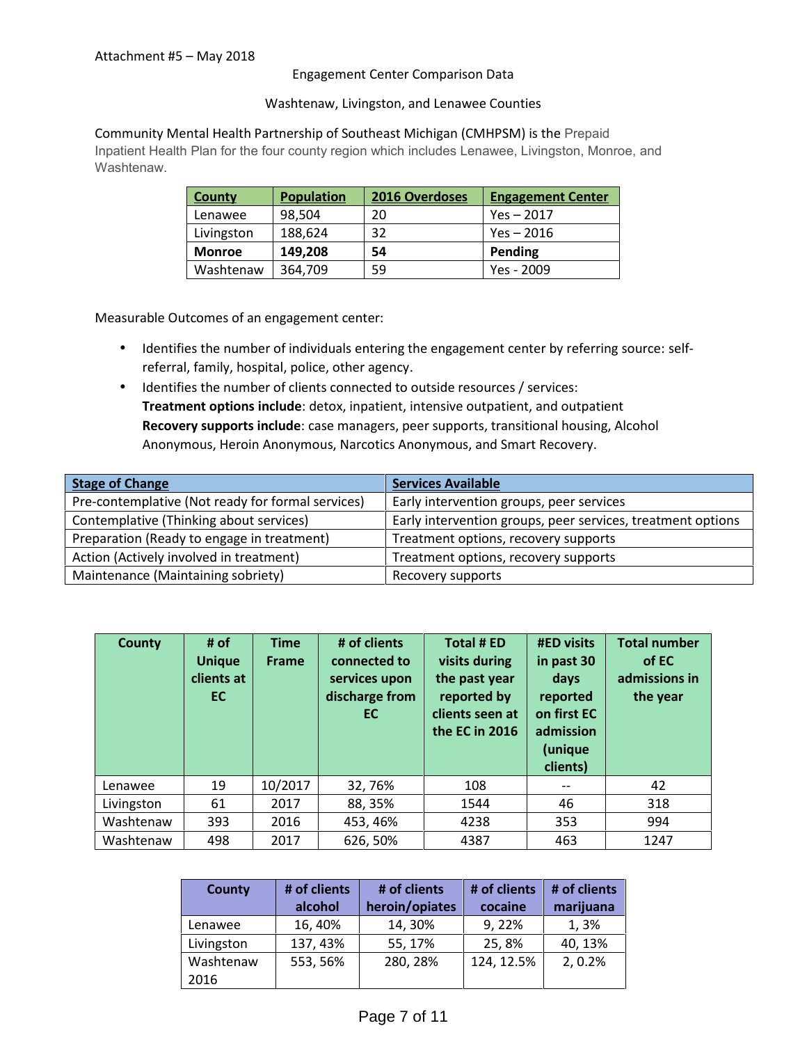Attachment #5 – May 2018

Engagement Center Comparison Data

Washtenaw, Livingston, and Lenawee Counties

Community Mental Health Partnership of Southeast Michigan (CMHPSM) is the Prepaid Inpatient Health Plan for the four county region which includes Lenawee, Livingston, Monroe, and Washtenaw.

| County | Population | 2016 Overdoses | Engagement Center |
|---|---|---|---|
| Lenawee | 98,504 | 20 | Yes – 2017 |
| Livingston | 188,624 | 32 | Yes – 2016 |
| **Monroe** | **149,208** | **54** | **Pending** |
| Washtenaw | 364,709 | 59 | Yes - 2009 |

Measurable Outcomes of an engagement center:

- Identifies the number of individuals entering the engagement center by referring source: self-referral, family, hospital, police, other agency.
- Identifies the number of clients connected to outside resources / services:
  **Treatment options include**: detox, inpatient, intensive outpatient, and outpatient
  **Recovery supports include**: case managers, peer supports, transitional housing, Alcohol Anonymous, Heroin Anonymous, Narcotics Anonymous, and Smart Recovery.

| Stage of Change | Services Available |
|---|---|
| Pre-contemplative (Not ready for formal services) | Early intervention groups, peer services |
| Contemplative (Thinking about services) | Early intervention groups, peer services, treatment options |
| Preparation (Ready to engage in treatment) | Treatment options, recovery supports |
| Action (Actively involved in treatment) | Treatment options, recovery supports |
| Maintenance (Maintaining sobriety) | Recovery supports |

| County | # of Unique clients at EC | Time Frame | # of clients connected to services upon discharge from EC | Total # ED visits during the past year reported by clients seen at the EC in 2016 | #ED visits in past 30 days reported on first EC admission (unique clients) | Total number of EC admissions in the year |
|---|---|---|---|---|---|---|
| Lenawee | 19 | 10/2017 | 32, 76% | 108 | -- | 42 |
| Livingston | 61 | 2017 | 88, 35% | 1544 | 46 | 318 |
| Washtenaw | 393 | 2016 | 453, 46% | 4238 | 353 | 994 |
| Washtenaw | 498 | 2017 | 626, 50% | 4387 | 463 | 1247 |

| County | # of clients alcohol | # of clients heroin/opiates | # of clients cocaine | # of clients marijuana |
|---|---|---|---|---|
| Lenawee | 16, 40% | 14, 30% | 9, 22% | 1, 3% |
| Livingston | 137, 43% | 55, 17% | 25, 8% | 40, 13% |
| Washtenaw 2016 | 553, 56% | 280, 28% | 124, 12.5% | 2, 0.2% |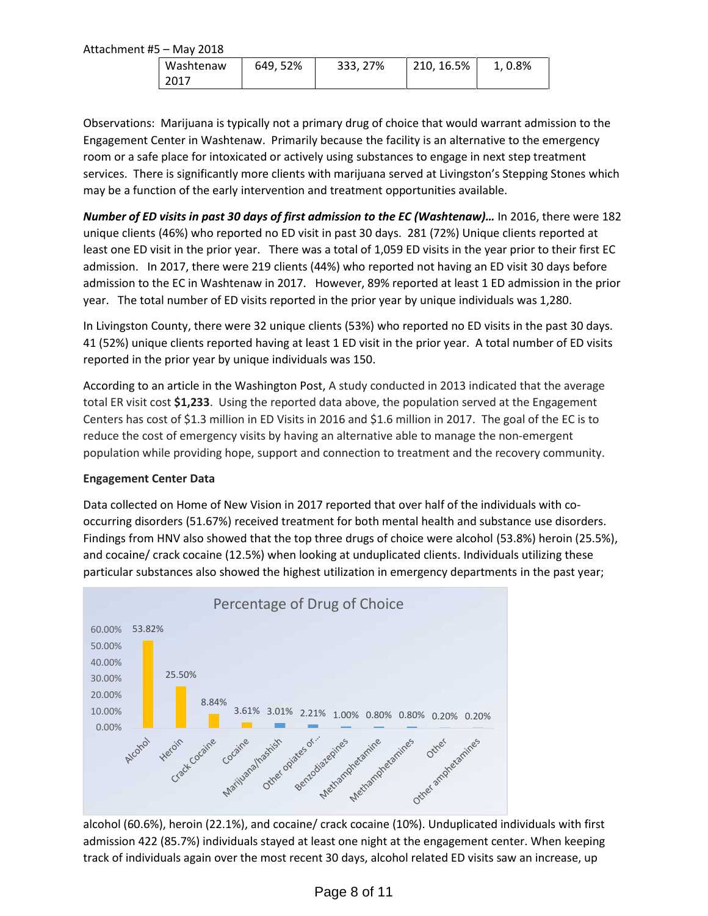Attachment #5 – May 2018

| Washtenaw 2017 | 649, 52% | 333, 27% | 210, 16.5% | 1, 0.8% |
|---|---|---|---|---|

Observations: Marijuana is typically not a primary drug of choice that would warrant admission to the Engagement Center in Washtenaw. Primarily because the facility is an alternative to the emergency room or a safe place for intoxicated or actively using substances to engage in next step treatment services. There is significantly more clients with marijuana served at Livingston's Stepping Stones which may be a function of the early intervention and treatment opportunities available.

***Number of ED visits in past 30 days of first admission to the EC (Washtenaw)…*** In 2016, there were 182 unique clients (46%) who reported no ED visit in past 30 days. 281 (72%) Unique clients reported at least one ED visit in the prior year. There was a total of 1,059 ED visits in the year prior to their first EC admission. In 2017, there were 219 clients (44%) who reported not having an ED visit 30 days before admission to the EC in Washtenaw in 2017. However, 89% reported at least 1 ED admission in the prior year. The total number of ED visits reported in the prior year by unique individuals was 1,280.

In Livingston County, there were 32 unique clients (53%) who reported no ED visits in the past 30 days. 41 (52%) unique clients reported having at least 1 ED visit in the prior year. A total number of ED visits reported in the prior year by unique individuals was 150.

According to an article in the Washington Post, A study conducted in 2013 indicated that the average total ER visit cost **$1,233**. Using the reported data above, the population served at the Engagement Centers has cost of $1.3 million in ED Visits in 2016 and $1.6 million in 2017. The goal of the EC is to reduce the cost of emergency visits by having an alternative able to manage the non-emergent population while providing hope, support and connection to treatment and the recovery community.

**Engagement Center Data**

Data collected on Home of New Vision in 2017 reported that over half of the individuals with co-occurring disorders (51.67%) received treatment for both mental health and substance use disorders. Findings from HNV also showed that the top three drugs of choice were alcohol (53.8%) heroin (25.5%), and cocaine/ crack cocaine (12.5%) when looking at unduplicated clients. Individuals utilizing these particular substances also showed the highest utilization in emergency departments in the past year;

Percentage of Drug of Choice

| Drug | Percentage |
|---|---|
| Alcohol | 53.82% |
| Heroin | 25.50% |
| Crack Cocaine | 8.84% |
| Cocaine | 3.61% |
| Marijuana/hashish | 3.01% |
| Other opiates or… | 2.21% |
| Benzodiazepines | 1.00% |
| Methamphetamine | 0.80% |
| Methamphetamines | 0.80% |
| Other | 0.20% |
| Other amphetamines | 0.20% |

alcohol (60.6%), heroin (22.1%), and cocaine/ crack cocaine (10%). Unduplicated individuals with first admission 422 (85.7%) individuals stayed at least one night at the engagement center. When keeping track of individuals again over the most recent 30 days, alcohol related ED visits saw an increase, up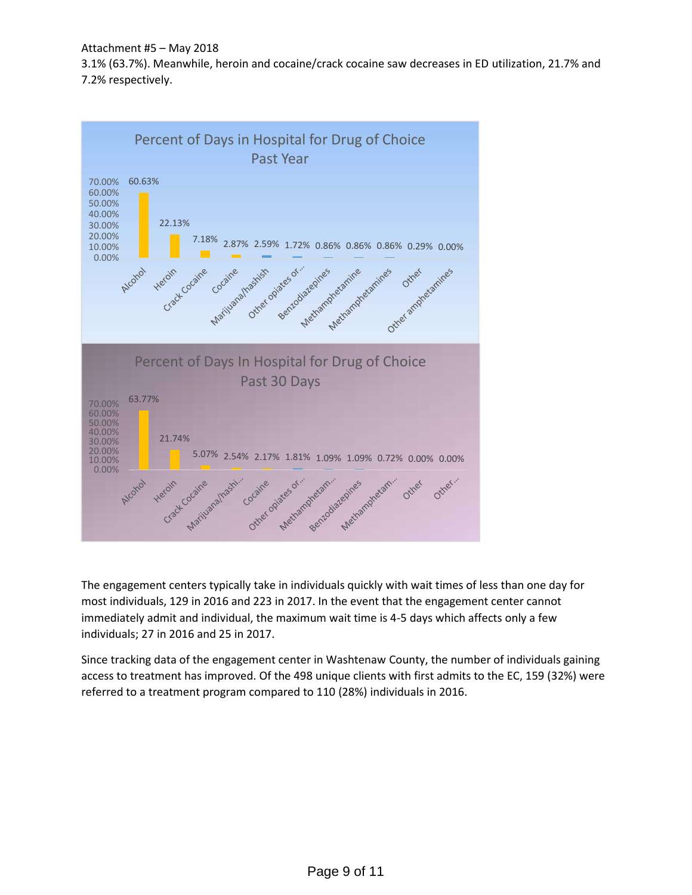3.1% (63.7%). Meanwhile, heroin and cocaine/crack cocaine saw decreases in ED utilization, 21.7% and 7.2% respectively.

**Percent of Days in Hospital for Drug of Choice Past Year**

| Drug | Percent |
| --- | --- |
| Alcohol | 60.63% |
| Heroin | 22.13% |
| Crack Cocaine | 7.18% |
| Cocaine | 2.87% |
| Marijuana/hashish | 2.59% |
| Other opiates or... | 1.72% |
| Benzodiazepines | 0.86% |
| Methamphetamine | 0.86% |
| Methamphetamines | 0.86% |
| Other | 0.29% |
| Other amphetamines | 0.00% |

**Percent of Days In Hospital for Drug of Choice Past 30 Days**

| Drug | Percent |
| --- | --- |
| Alcohol | 63.77% |
| Heroin | 21.74% |
| Crack Cocaine | 5.07% |
| Marijuana/hashi... | 2.54% |
| Cocaine | 2.17% |
| Other opiates or... | 1.81% |
| Methamphetam... | 1.09% |
| Benzodiazepines | 1.09% |
| Methamphetam... | 0.72% |
| Other | 0.00% |
| Other... | 0.00% |

The engagement centers typically take in individuals quickly with wait times of less than one day for most individuals, 129 in 2016 and 223 in 2017. In the event that the engagement center cannot immediately admit and individual, the maximum wait time is 4-5 days which affects only a few individuals; 27 in 2016 and 25 in 2017.

Since tracking data of the engagement center in Washtenaw County, the number of individuals gaining access to treatment has improved. Of the 498 unique clients with first admits to the EC, 159 (32%) were referred to a treatment program compared to 110 (28%) individuals in 2016.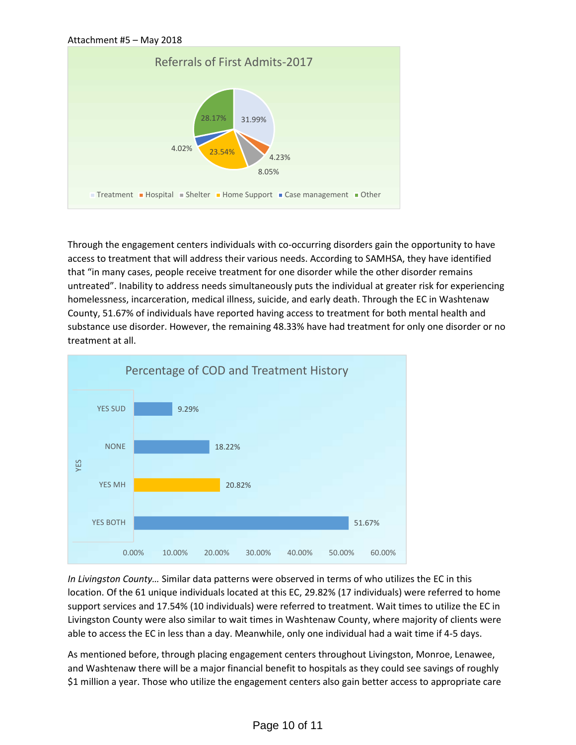Attachment #5 – May 2018

**Referrals of First Admits-2017**

| Category | Percentage |
| --- | --- |
| Treatment | 31.99% |
| Hospital | 4.23% |
| Shelter | 8.05% |
| Home Support | 23.54% |
| Case management | 4.02% |
| Other | 28.17% |

Through the engagement centers individuals with co-occurring disorders gain the opportunity to have access to treatment that will address their various needs. According to SAMHSA, they have identified that "in many cases, people receive treatment for one disorder while the other disorder remains untreated". Inability to address needs simultaneously puts the individual at greater risk for experiencing homelessness, incarceration, medical illness, suicide, and early death. Through the EC in Washtenaw County, 51.67% of individuals have reported having access to treatment for both mental health and substance use disorder. However, the remaining 48.33% have had treatment for only one disorder or no treatment at all.

**Percentage of COD and Treatment History**

| YES | Percentage |
| --- | --- |
| YES SUD | 9.29% |
| NONE | 18.22% |
| YES MH | 20.82% |
| YES BOTH | 51.67% |

*In Livingston County…* Similar data patterns were observed in terms of who utilizes the EC in this location. Of the 61 unique individuals located at this EC, 29.82% (17 individuals) were referred to home support services and 17.54% (10 individuals) were referred to treatment. Wait times to utilize the EC in Livingston County were also similar to wait times in Washtenaw County, where majority of clients were able to access the EC in less than a day. Meanwhile, only one individual had a wait time if 4-5 days.

As mentioned before, through placing engagement centers throughout Livingston, Monroe, Lenawee, and Washtenaw there will be a major financial benefit to hospitals as they could see savings of roughly $1 million a year. Those who utilize the engagement centers also gain better access to appropriate care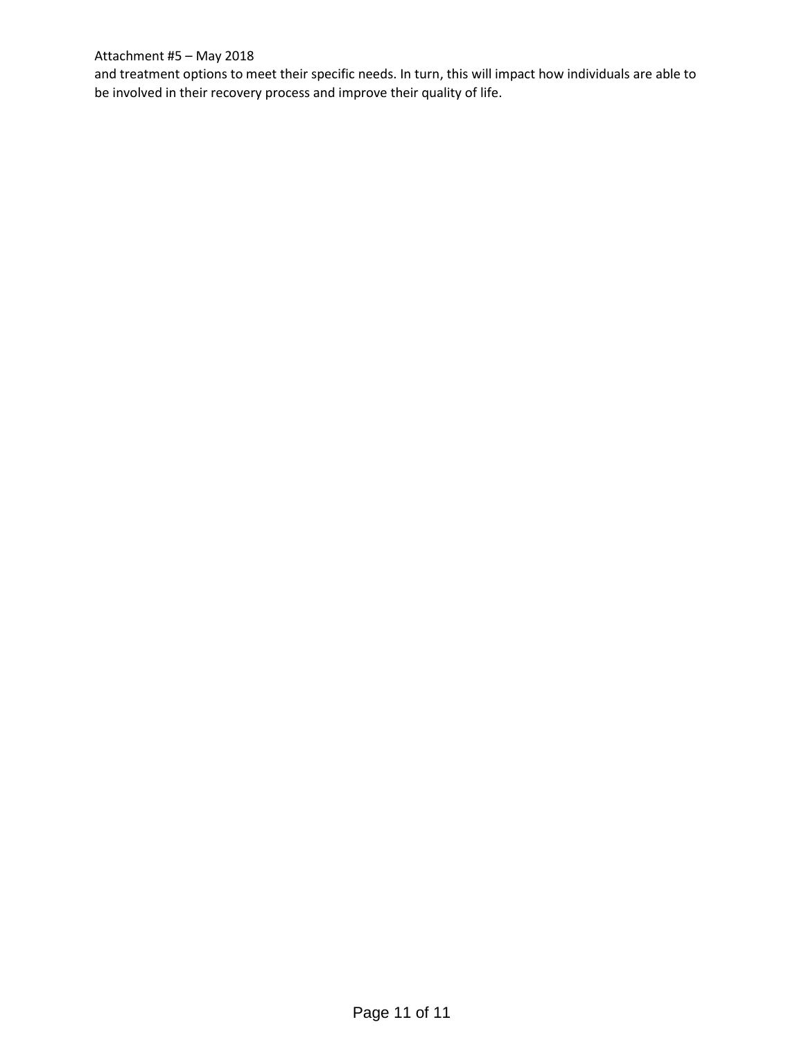and treatment options to meet their specific needs. In turn, this will impact how individuals are able to be involved in their recovery process and improve their quality of life.